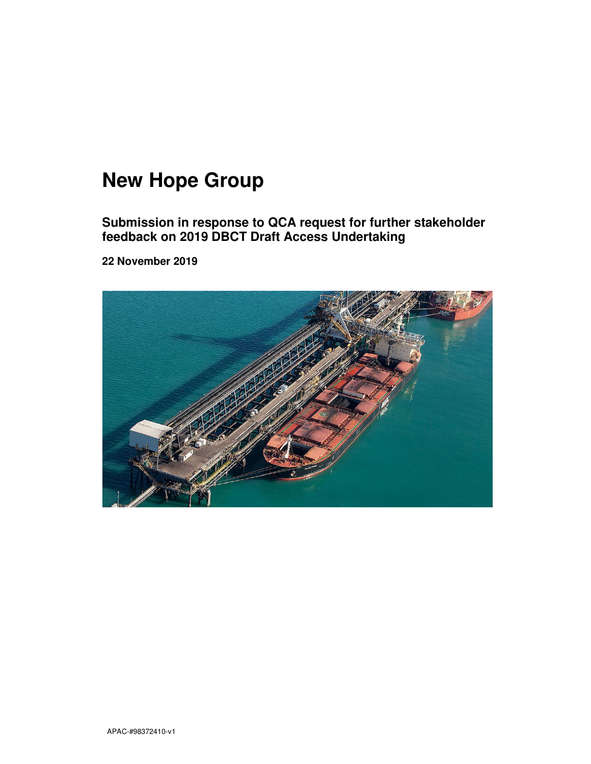# New Hope Group

## Submission in response to QCA request for further stakeholder feedback on 2019 DBCT Draft Access Undertaking

**22 November 2019**

APAC-#98372410-v1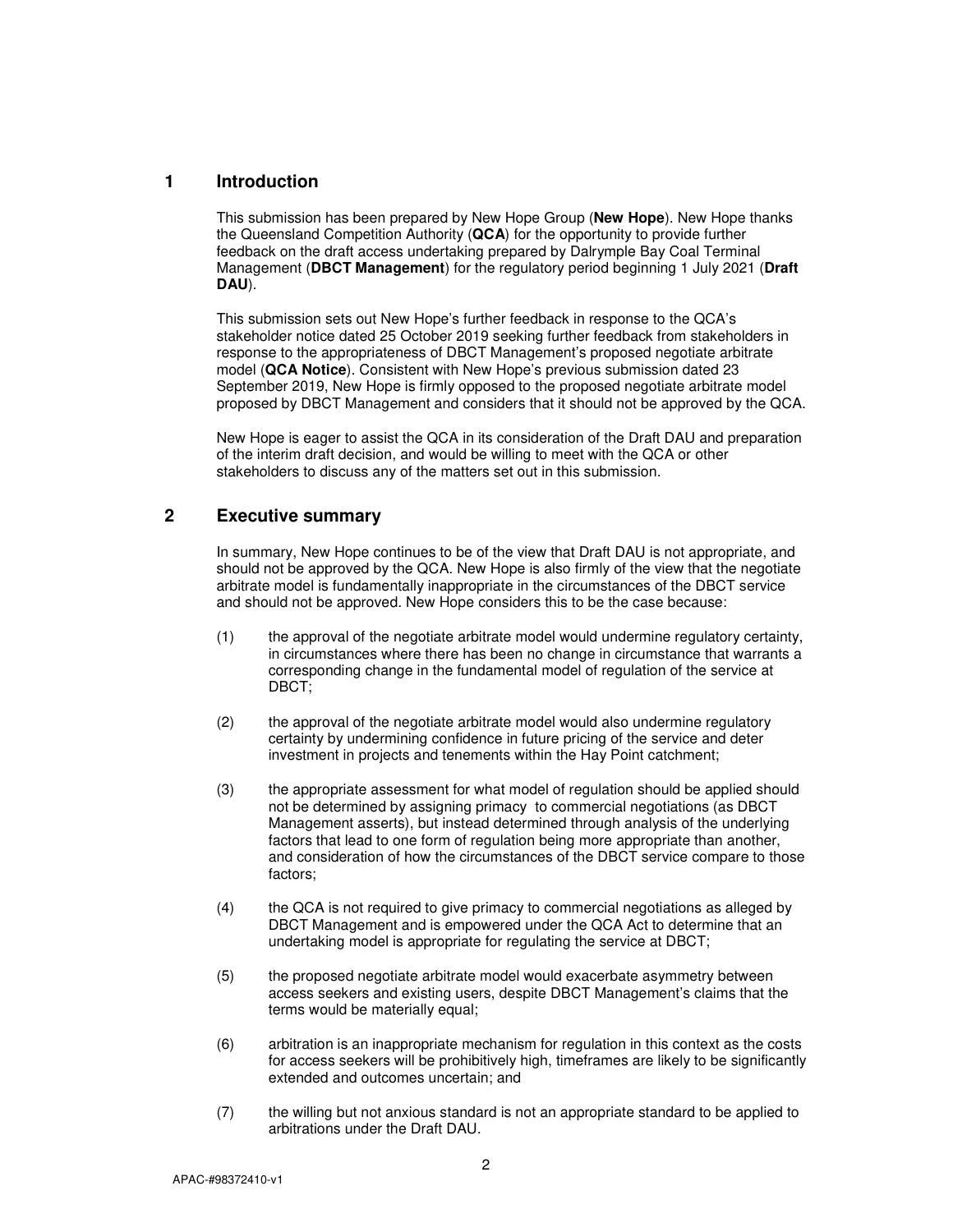## 1 Introduction

This submission has been prepared by New Hope Group (**New Hope**). New Hope thanks the Queensland Competition Authority (**QCA**) for the opportunity to provide further feedback on the draft access undertaking prepared by Dalrymple Bay Coal Terminal Management (**DBCT Management**) for the regulatory period beginning 1 July 2021 (**Draft DAU**).

This submission sets out New Hope's further feedback in response to the QCA's stakeholder notice dated 25 October 2019 seeking further feedback from stakeholders in response to the appropriateness of DBCT Management's proposed negotiate arbitrate model (**QCA Notice**). Consistent with New Hope's previous submission dated 23 September 2019, New Hope is firmly opposed to the proposed negotiate arbitrate model proposed by DBCT Management and considers that it should not be approved by the QCA.

New Hope is eager to assist the QCA in its consideration of the Draft DAU and preparation of the interim draft decision, and would be willing to meet with the QCA or other stakeholders to discuss any of the matters set out in this submission.

## 2 Executive summary

In summary, New Hope continues to be of the view that Draft DAU is not appropriate, and should not be approved by the QCA. New Hope is also firmly of the view that the negotiate arbitrate model is fundamentally inappropriate in the circumstances of the DBCT service and should not be approved. New Hope considers this to be the case because:

(1) the approval of the negotiate arbitrate model would undermine regulatory certainty, in circumstances where there has been no change in circumstance that warrants a corresponding change in the fundamental model of regulation of the service at DBCT;

(2) the approval of the negotiate arbitrate model would also undermine regulatory certainty by undermining confidence in future pricing of the service and deter investment in projects and tenements within the Hay Point catchment;

(3) the appropriate assessment for what model of regulation should be applied should not be determined by assigning primacy to commercial negotiations (as DBCT Management asserts), but instead determined through analysis of the underlying factors that lead to one form of regulation being more appropriate than another, and consideration of how the circumstances of the DBCT service compare to those factors;

(4) the QCA is not required to give primacy to commercial negotiations as alleged by DBCT Management and is empowered under the QCA Act to determine that an undertaking model is appropriate for regulating the service at DBCT;

(5) the proposed negotiate arbitrate model would exacerbate asymmetry between access seekers and existing users, despite DBCT Management's claims that the terms would be materially equal;

(6) arbitration is an inappropriate mechanism for regulation in this context as the costs for access seekers will be prohibitively high, timeframes are likely to be significantly extended and outcomes uncertain; and

(7) the willing but not anxious standard is not an appropriate standard to be applied to arbitrations under the Draft DAU.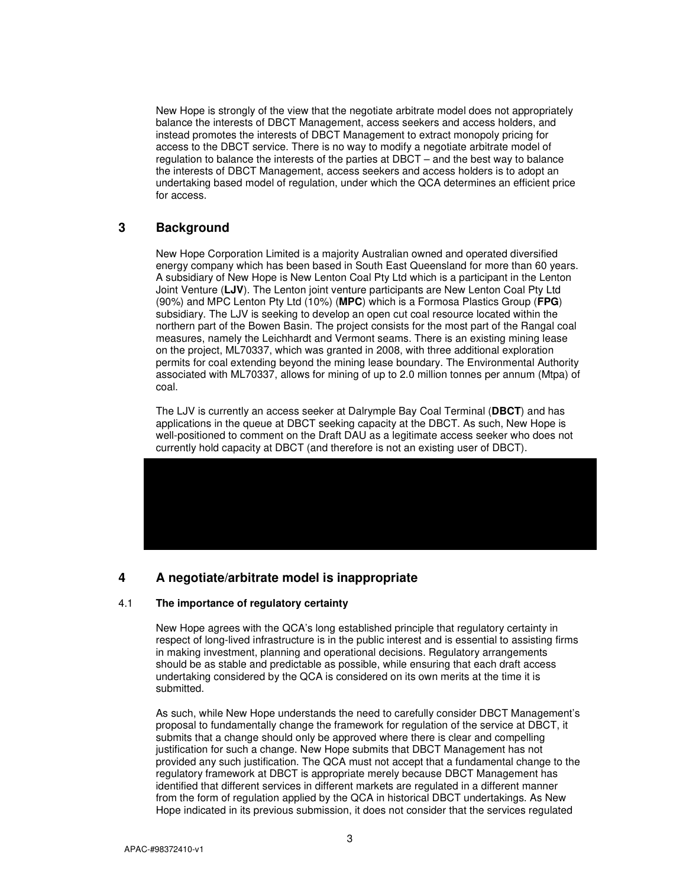New Hope is strongly of the view that the negotiate arbitrate model does not appropriately balance the interests of DBCT Management, access seekers and access holders, and instead promotes the interests of DBCT Management to extract monopoly pricing for access to the DBCT service. There is no way to modify a negotiate arbitrate model of regulation to balance the interests of the parties at DBCT – and the best way to balance the interests of DBCT Management, access seekers and access holders is to adopt an undertaking based model of regulation, under which the QCA determines an efficient price for access.

## 3 Background

New Hope Corporation Limited is a majority Australian owned and operated diversified energy company which has been based in South East Queensland for more than 60 years. A subsidiary of New Hope is New Lenton Coal Pty Ltd which is a participant in the Lenton Joint Venture (**LJV**). The Lenton joint venture participants are New Lenton Coal Pty Ltd (90%) and MPC Lenton Pty Ltd (10%) (**MPC**) which is a Formosa Plastics Group (**FPG**) subsidiary. The LJV is seeking to develop an open cut coal resource located within the northern part of the Bowen Basin. The project consists for the most part of the Rangal coal measures, namely the Leichhardt and Vermont seams. There is an existing mining lease on the project, ML70337, which was granted in 2008, with three additional exploration permits for coal extending beyond the mining lease boundary. The Environmental Authority associated with ML70337, allows for mining of up to 2.0 million tonnes per annum (Mtpa) of coal.

The LJV is currently an access seeker at Dalrymple Bay Coal Terminal (**DBCT**) and has applications in the queue at DBCT seeking capacity at the DBCT. As such, New Hope is well-positioned to comment on the Draft DAU as a legitimate access seeker who does not currently hold capacity at DBCT (and therefore is not an existing user of DBCT).

## 4 A negotiate/arbitrate model is inappropriate

### 4.1 The importance of regulatory certainty

New Hope agrees with the QCA's long established principle that regulatory certainty in respect of long-lived infrastructure is in the public interest and is essential to assisting firms in making investment, planning and operational decisions. Regulatory arrangements should be as stable and predictable as possible, while ensuring that each draft access undertaking considered by the QCA is considered on its own merits at the time it is submitted.

As such, while New Hope understands the need to carefully consider DBCT Management's proposal to fundamentally change the framework for regulation of the service at DBCT, it submits that a change should only be approved where there is clear and compelling justification for such a change. New Hope submits that DBCT Management has not provided any such justification. The QCA must not accept that a fundamental change to the regulatory framework at DBCT is appropriate merely because DBCT Management has identified that different services in different markets are regulated in a different manner from the form of regulation applied by the QCA in historical DBCT undertakings. As New Hope indicated in its previous submission, it does not consider that the services regulated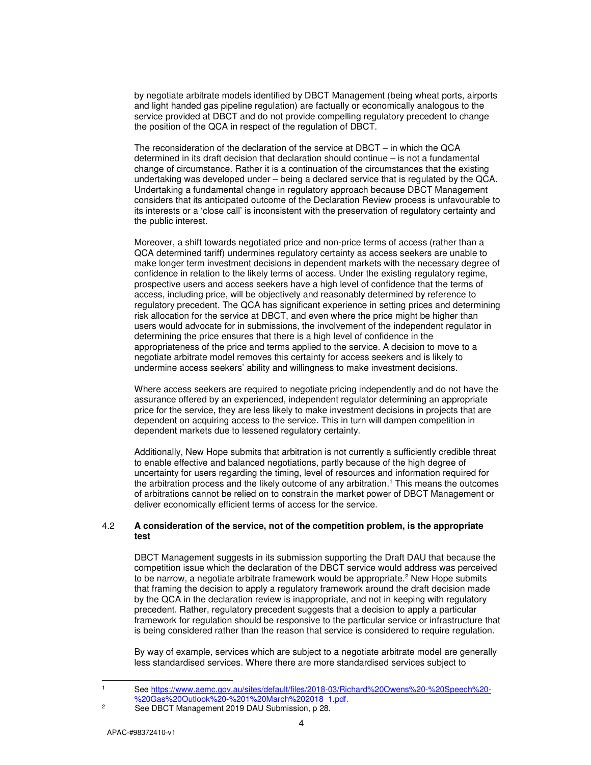by negotiate arbitrate models identified by DBCT Management (being wheat ports, airports and light handed gas pipeline regulation) are factually or economically analogous to the service provided at DBCT and do not provide compelling regulatory precedent to change the position of the QCA in respect of the regulation of DBCT.

The reconsideration of the declaration of the service at DBCT – in which the QCA determined in its draft decision that declaration should continue – is not a fundamental change of circumstance. Rather it is a continuation of the circumstances that the existing undertaking was developed under – being a declared service that is regulated by the QCA. Undertaking a fundamental change in regulatory approach because DBCT Management considers that its anticipated outcome of the Declaration Review process is unfavourable to its interests or a 'close call' is inconsistent with the preservation of regulatory certainty and the public interest.

Moreover, a shift towards negotiated price and non-price terms of access (rather than a QCA determined tariff) undermines regulatory certainty as access seekers are unable to make longer term investment decisions in dependent markets with the necessary degree of confidence in relation to the likely terms of access. Under the existing regulatory regime, prospective users and access seekers have a high level of confidence that the terms of access, including price, will be objectively and reasonably determined by reference to regulatory precedent. The QCA has significant experience in setting prices and determining risk allocation for the service at DBCT, and even where the price might be higher than users would advocate for in submissions, the involvement of the independent regulator in determining the price ensures that there is a high level of confidence in the appropriateness of the price and terms applied to the service. A decision to move to a negotiate arbitrate model removes this certainty for access seekers and is likely to undermine access seekers' ability and willingness to make investment decisions.

Where access seekers are required to negotiate pricing independently and do not have the assurance offered by an experienced, independent regulator determining an appropriate price for the service, they are less likely to make investment decisions in projects that are dependent on acquiring access to the service. This in turn will dampen competition in dependent markets due to lessened regulatory certainty.

Additionally, New Hope submits that arbitration is not currently a sufficiently credible threat to enable effective and balanced negotiations, partly because of the high degree of uncertainty for users regarding the timing, level of resources and information required for the arbitration process and the likely outcome of any arbitration.[1] This means the outcomes of arbitrations cannot be relied on to constrain the market power of DBCT Management or deliver economically efficient terms of access for the service.

### 4.2 A consideration of the service, not of the competition problem, is the appropriate test

DBCT Management suggests in its submission supporting the Draft DAU that because the competition issue which the declaration of the DBCT service would address was perceived to be narrow, a negotiate arbitrate framework would be appropriate.[2] New Hope submits that framing the decision to apply a regulatory framework around the draft decision made by the QCA in the declaration review is inappropriate, and not in keeping with regulatory precedent. Rather, regulatory precedent suggests that a decision to apply a particular framework for regulation should be responsive to the particular service or infrastructure that is being considered rather than the reason that service is considered to require regulation.

By way of example, services which are subject to a negotiate arbitrate model are generally less standardised services. Where there are more standardised services subject to

---

[1] See https://www.aemc.gov.au/sites/default/files/2018-03/Richard%20Owens%20-%20Speech%20-%20Gas%20Outlook%20-%201%20March%202018_1.pdf.

[2] See DBCT Management 2019 DAU Submission, p 28.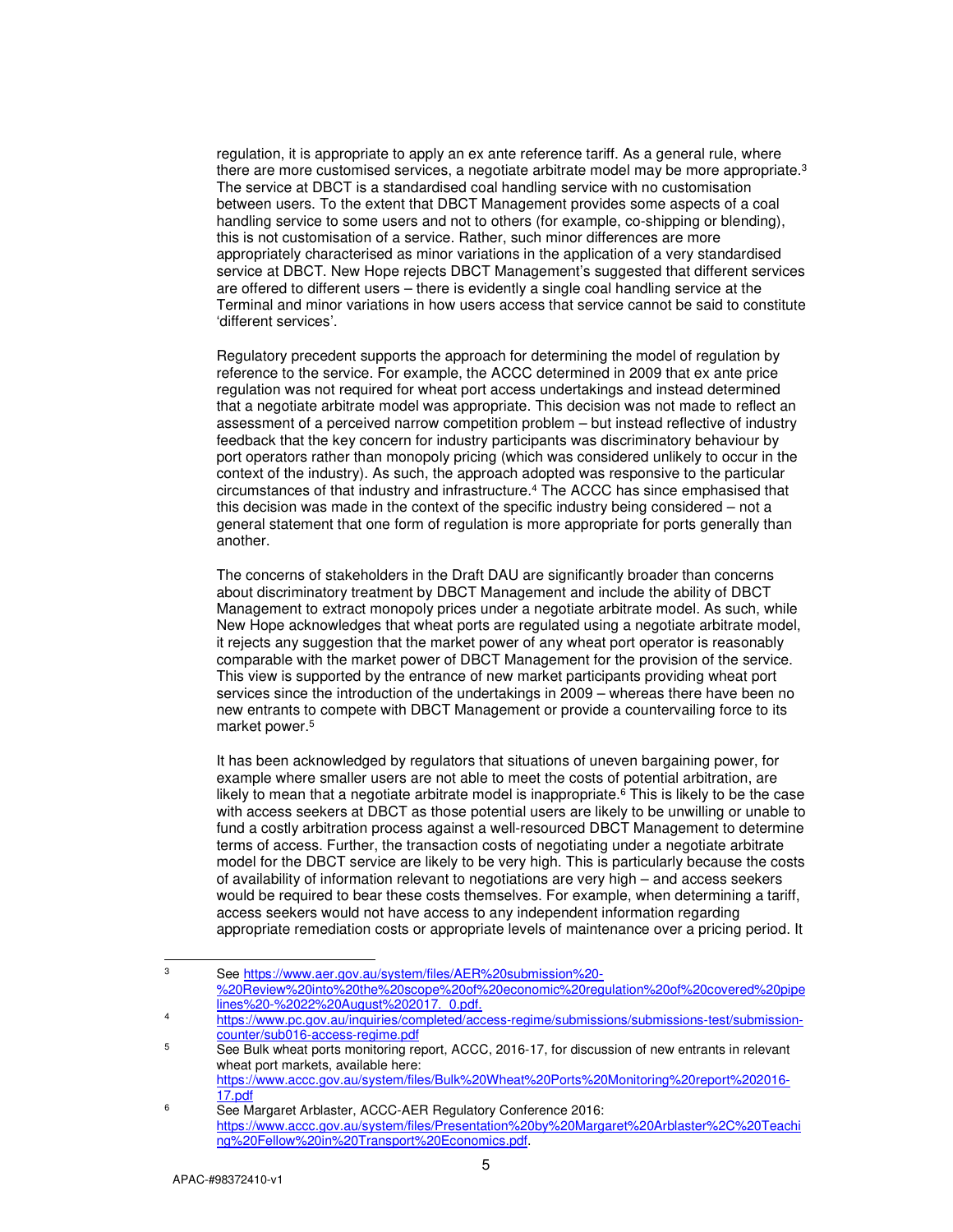regulation, it is appropriate to apply an ex ante reference tariff. As a general rule, where there are more customised services, a negotiate arbitrate model may be more appropriate.[3] The service at DBCT is a standardised coal handling service with no customisation between users. To the extent that DBCT Management provides some aspects of a coal handling service to some users and not to others (for example, co-shipping or blending), this is not customisation of a service. Rather, such minor differences are more appropriately characterised as minor variations in the application of a very standardised service at DBCT. New Hope rejects DBCT Management's suggested that different services are offered to different users – there is evidently a single coal handling service at the Terminal and minor variations in how users access that service cannot be said to constitute 'different services'.

Regulatory precedent supports the approach for determining the model of regulation by reference to the service. For example, the ACCC determined in 2009 that ex ante price regulation was not required for wheat port access undertakings and instead determined that a negotiate arbitrate model was appropriate. This decision was not made to reflect an assessment of a perceived narrow competition problem – but instead reflective of industry feedback that the key concern for industry participants was discriminatory behaviour by port operators rather than monopoly pricing (which was considered unlikely to occur in the context of the industry). As such, the approach adopted was responsive to the particular circumstances of that industry and infrastructure.[4] The ACCC has since emphasised that this decision was made in the context of the specific industry being considered – not a general statement that one form of regulation is more appropriate for ports generally than another.

The concerns of stakeholders in the Draft DAU are significantly broader than concerns about discriminatory treatment by DBCT Management and include the ability of DBCT Management to extract monopoly prices under a negotiate arbitrate model. As such, while New Hope acknowledges that wheat ports are regulated using a negotiate arbitrate model, it rejects any suggestion that the market power of any wheat port operator is reasonably comparable with the market power of DBCT Management for the provision of the service. This view is supported by the entrance of new market participants providing wheat port services since the introduction of the undertakings in 2009 – whereas there have been no new entrants to compete with DBCT Management or provide a countervailing force to its market power.[5]

It has been acknowledged by regulators that situations of uneven bargaining power, for example where smaller users are not able to meet the costs of potential arbitration, are likely to mean that a negotiate arbitrate model is inappropriate.[6] This is likely to be the case with access seekers at DBCT as those potential users are likely to be unwilling or unable to fund a costly arbitration process against a well-resourced DBCT Management to determine terms of access. Further, the transaction costs of negotiating under a negotiate arbitrate model for the DBCT service are likely to be very high. This is particularly because the costs of availability of information relevant to negotiations are very high – and access seekers would be required to bear these costs themselves. For example, when determining a tariff, access seekers would not have access to any independent information regarding appropriate remediation costs or appropriate levels of maintenance over a pricing period. It

---

[3] See https://www.aer.gov.au/system/files/AER%20submission%20-%20Review%20into%20the%20scope%20of%20economic%20regulation%20of%20covered%20pipelines%20-%2022%20August%202017._0.pdf.

[4] https://www.pc.gov.au/inquiries/completed/access-regime/submissions/submissions-test/submission-counter/sub016-access-regime.pdf

[5] See Bulk wheat ports monitoring report, ACCC, 2016-17, for discussion of new entrants in relevant wheat port markets, available here: https://www.accc.gov.au/system/files/Bulk%20Wheat%20Ports%20Monitoring%20report%202016-17.pdf

[6] See Margaret Arblaster, ACCC-AER Regulatory Conference 2016: https://www.accc.gov.au/system/files/Presentation%20by%20Margaret%20Arblaster%2C%20Teaching%20Fellow%20in%20Transport%20Economics.pdf.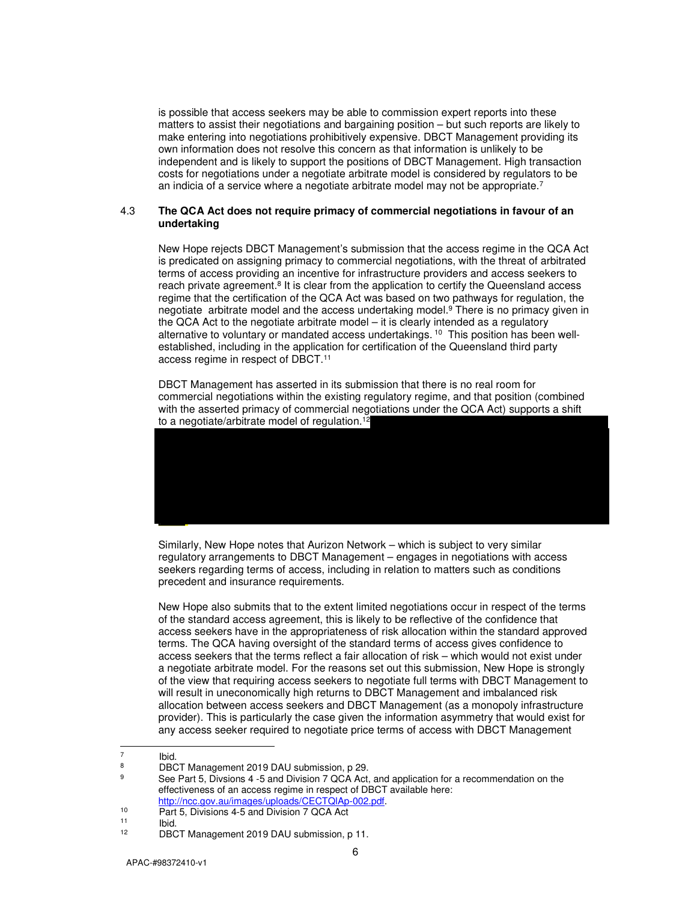is possible that access seekers may be able to commission expert reports into these matters to assist their negotiations and bargaining position – but such reports are likely to make entering into negotiations prohibitively expensive. DBCT Management providing its own information does not resolve this concern as that information is unlikely to be independent and is likely to support the positions of DBCT Management. High transaction costs for negotiations under a negotiate arbitrate model is considered by regulators to be an indicia of a service where a negotiate arbitrate model may not be appropriate.[7]

### 4.3 The QCA Act does not require primacy of commercial negotiations in favour of an undertaking

New Hope rejects DBCT Management's submission that the access regime in the QCA Act is predicated on assigning primacy to commercial negotiations, with the threat of arbitrated terms of access providing an incentive for infrastructure providers and access seekers to reach private agreement.[8] It is clear from the application to certify the Queensland access regime that the certification of the QCA Act was based on two pathways for regulation, the negotiate arbitrate model and the access undertaking model.[9] There is no primacy given in the QCA Act to the negotiate arbitrate model – it is clearly intended as a regulatory alternative to voluntary or mandated access undertakings.[10] This position has been well-established, including in the application for certification of the Queensland third party access regime in respect of DBCT.[11]

DBCT Management has asserted in its submission that there is no real room for commercial negotiations within the existing regulatory regime, and that position (combined with the asserted primacy of commercial negotiations under the QCA Act) supports a shift to a negotiate/arbitrate model of regulation.[12]

Similarly, New Hope notes that Aurizon Network – which is subject to very similar regulatory arrangements to DBCT Management – engages in negotiations with access seekers regarding terms of access, including in relation to matters such as conditions precedent and insurance requirements.

New Hope also submits that to the extent limited negotiations occur in respect of the terms of the standard access agreement, this is likely to be reflective of the confidence that access seekers have in the appropriateness of risk allocation within the standard approved terms. The QCA having oversight of the standard terms of access gives confidence to access seekers that the terms reflect a fair allocation of risk – which would not exist under a negotiate arbitrate model. For the reasons set out this submission, New Hope is strongly of the view that requiring access seekers to negotiate full terms with DBCT Management to will result in uneconomically high returns to DBCT Management and imbalanced risk allocation between access seekers and DBCT Management (as a monopoly infrastructure provider). This is particularly the case given the information asymmetry that would exist for any access seeker required to negotiate price terms of access with DBCT Management

---

7 Ibid.

8 DBCT Management 2019 DAU submission, p 29.

9 See Part 5, Divsions 4 -5 and Division 7 QCA Act, and application for a recommendation on the effectiveness of an access regime in respect of DBCT available here: http://ncc.gov.au/images/uploads/CECTQlAp-002.pdf.

10 Part 5, Divisions 4-5 and Division 7 QCA Act

11 Ibid.

12 DBCT Management 2019 DAU submission, p 11.

APAC-#98372410-v1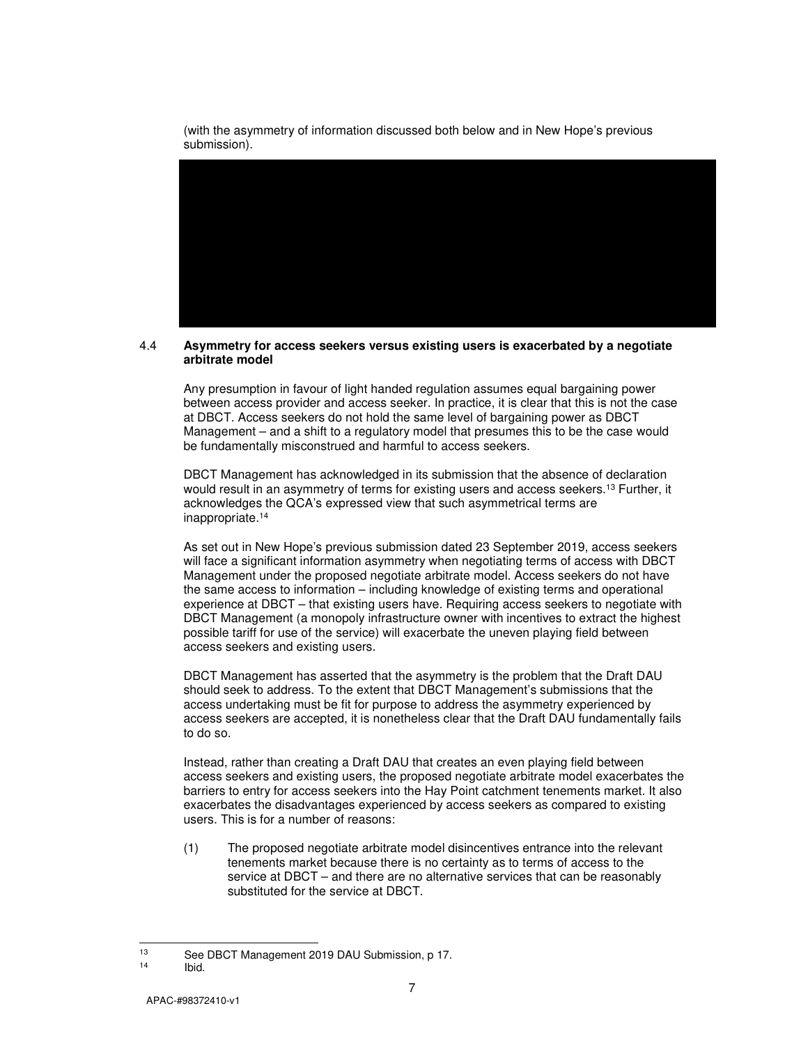(with the asymmetry of information discussed both below and in New Hope's previous submission).

4.4 **Asymmetry for access seekers versus existing users is exacerbated by a negotiate arbitrate model**

Any presumption in favour of light handed regulation assumes equal bargaining power between access provider and access seeker. In practice, it is clear that this is not the case at DBCT. Access seekers do not hold the same level of bargaining power as DBCT Management – and a shift to a regulatory model that presumes this to be the case would be fundamentally misconstrued and harmful to access seekers.

DBCT Management has acknowledged in its submission that the absence of declaration would result in an asymmetry of terms for existing users and access seekers.[13] Further, it acknowledges the QCA's expressed view that such asymmetrical terms are inappropriate.[14]

As set out in New Hope's previous submission dated 23 September 2019, access seekers will face a significant information asymmetry when negotiating terms of access with DBCT Management under the proposed negotiate arbitrate model. Access seekers do not have the same access to information – including knowledge of existing terms and operational experience at DBCT – that existing users have. Requiring access seekers to negotiate with DBCT Management (a monopoly infrastructure owner with incentives to extract the highest possible tariff for use of the service) will exacerbate the uneven playing field between access seekers and existing users.

DBCT Management has asserted that the asymmetry is the problem that the Draft DAU should seek to address. To the extent that DBCT Management's submissions that the access undertaking must be fit for purpose to address the asymmetry experienced by access seekers are accepted, it is nonetheless clear that the Draft DAU fundamentally fails to do so.

Instead, rather than creating a Draft DAU that creates an even playing field between access seekers and existing users, the proposed negotiate arbitrate model exacerbates the barriers to entry for access seekers into the Hay Point catchment tenements market. It also exacerbates the disadvantages experienced by access seekers as compared to existing users. This is for a number of reasons:

(1) The proposed negotiate arbitrate model disincentives entrance into the relevant tenements market because there is no certainty as to terms of access to the service at DBCT – and there are no alternative services that can be reasonably substituted for the service at DBCT.

---

[13] See DBCT Management 2019 DAU Submission, p 17.

[14] Ibid.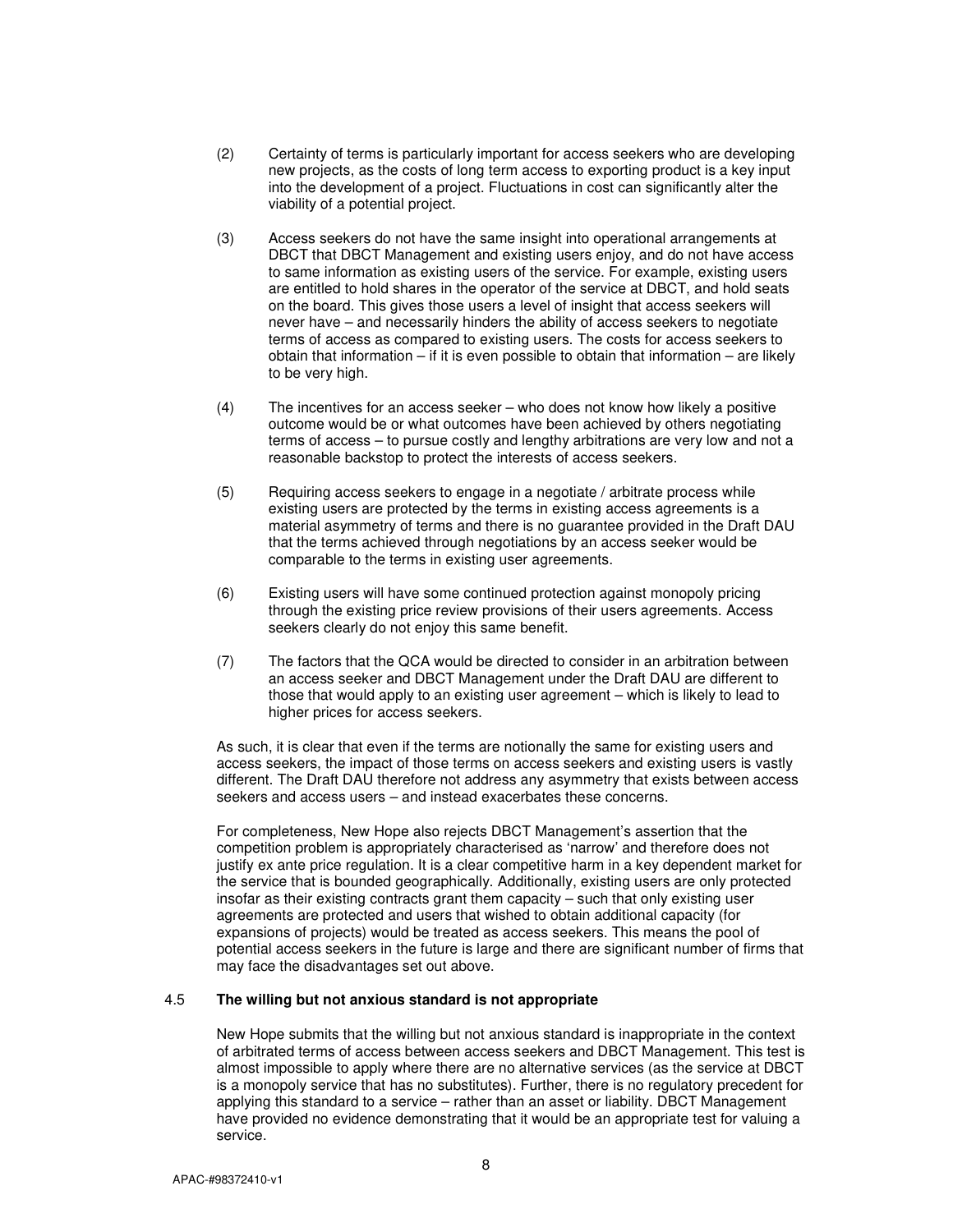(2) Certainty of terms is particularly important for access seekers who are developing new projects, as the costs of long term access to exporting product is a key input into the development of a project. Fluctuations in cost can significantly alter the viability of a potential project.

(3) Access seekers do not have the same insight into operational arrangements at DBCT that DBCT Management and existing users enjoy, and do not have access to same information as existing users of the service. For example, existing users are entitled to hold shares in the operator of the service at DBCT, and hold seats on the board. This gives those users a level of insight that access seekers will never have – and necessarily hinders the ability of access seekers to negotiate terms of access as compared to existing users. The costs for access seekers to obtain that information – if it is even possible to obtain that information – are likely to be very high.

(4) The incentives for an access seeker – who does not know how likely a positive outcome would be or what outcomes have been achieved by others negotiating terms of access – to pursue costly and lengthy arbitrations are very low and not a reasonable backstop to protect the interests of access seekers.

(5) Requiring access seekers to engage in a negotiate / arbitrate process while existing users are protected by the terms in existing access agreements is a material asymmetry of terms and there is no guarantee provided in the Draft DAU that the terms achieved through negotiations by an access seeker would be comparable to the terms in existing user agreements.

(6) Existing users will have some continued protection against monopoly pricing through the existing price review provisions of their users agreements. Access seekers clearly do not enjoy this same benefit.

(7) The factors that the QCA would be directed to consider in an arbitration between an access seeker and DBCT Management under the Draft DAU are different to those that would apply to an existing user agreement – which is likely to lead to higher prices for access seekers.

As such, it is clear that even if the terms are notionally the same for existing users and access seekers, the impact of those terms on access seekers and existing users is vastly different. The Draft DAU therefore not address any asymmetry that exists between access seekers and access users – and instead exacerbates these concerns.

For completeness, New Hope also rejects DBCT Management's assertion that the competition problem is appropriately characterised as 'narrow' and therefore does not justify ex ante price regulation. It is a clear competitive harm in a key dependent market for the service that is bounded geographically. Additionally, existing users are only protected insofar as their existing contracts grant them capacity – such that only existing user agreements are protected and users that wished to obtain additional capacity (for expansions of projects) would be treated as access seekers. This means the pool of potential access seekers in the future is large and there are significant number of firms that may face the disadvantages set out above.

### 4.5 The willing but not anxious standard is not appropriate

New Hope submits that the willing but not anxious standard is inappropriate in the context of arbitrated terms of access between access seekers and DBCT Management. This test is almost impossible to apply where there are no alternative services (as the service at DBCT is a monopoly service that has no substitutes). Further, there is no regulatory precedent for applying this standard to a service – rather than an asset or liability. DBCT Management have provided no evidence demonstrating that it would be an appropriate test for valuing a service.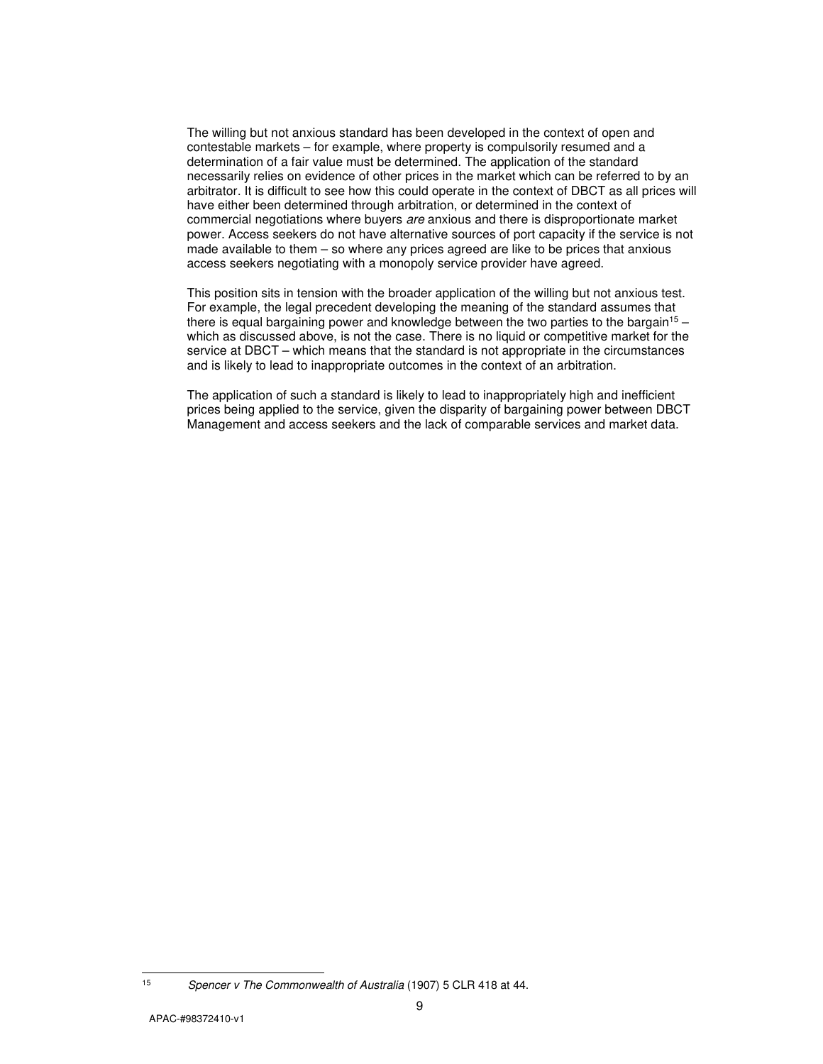The willing but not anxious standard has been developed in the context of open and contestable markets – for example, where property is compulsorily resumed and a determination of a fair value must be determined. The application of the standard necessarily relies on evidence of other prices in the market which can be referred to by an arbitrator. It is difficult to see how this could operate in the context of DBCT as all prices will have either been determined through arbitration, or determined in the context of commercial negotiations where buyers *are* anxious and there is disproportionate market power. Access seekers do not have alternative sources of port capacity if the service is not made available to them – so where any prices agreed are like to be prices that anxious access seekers negotiating with a monopoly service provider have agreed.

This position sits in tension with the broader application of the willing but not anxious test. For example, the legal precedent developing the meaning of the standard assumes that there is equal bargaining power and knowledge between the two parties to the bargain[15] – which as discussed above, is not the case. There is no liquid or competitive market for the service at DBCT – which means that the standard is not appropriate in the circumstances and is likely to lead to inappropriate outcomes in the context of an arbitration.

The application of such a standard is likely to lead to inappropriately high and inefficient prices being applied to the service, given the disparity of bargaining power between DBCT Management and access seekers and the lack of comparable services and market data.

---

[15] *Spencer v The Commonwealth of Australia* (1907) 5 CLR 418 at 44.

APAC-#98372410-v1